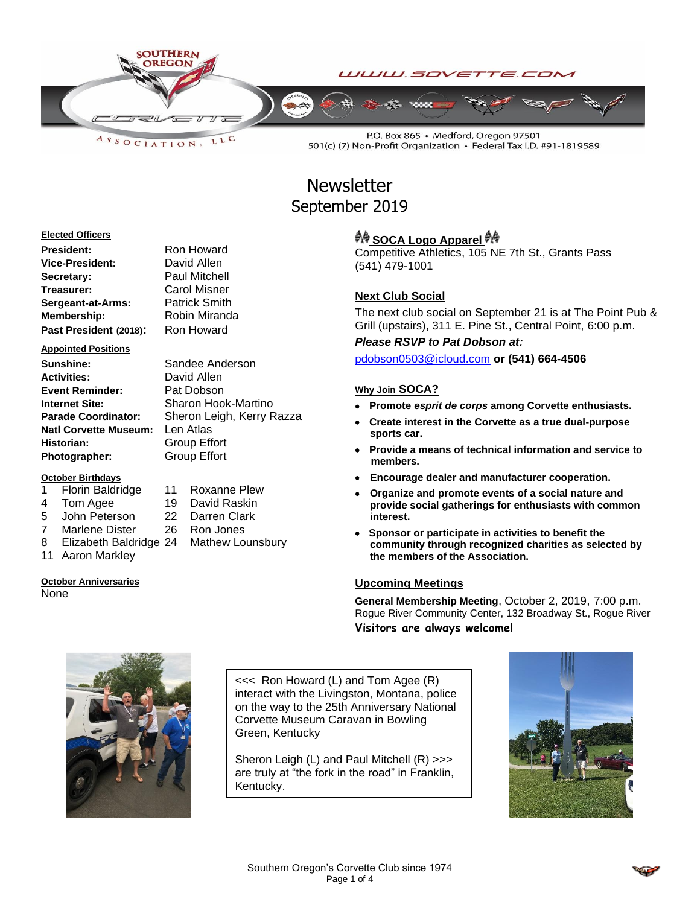SOUTHERN OREGON CORVETTE ASSOCIATION, LLC

WWW.SOVETTE.COM

P.O. Box 865 • Medford, Oregon 97501
501(c) (7) Non-Profit Organization • Federal Tax I.D. #91-1819589

# Newsletter
## September 2019

**Elected Officers**

| | |
|---|---|
| **President:** | Ron Howard |
| **Vice-President:** | David Allen |
| **Secretary:** | Paul Mitchell |
| **Treasurer:** | Carol Misner |
| **Sergeant-at-Arms:** | Patrick Smith |
| **Membership:** | Robin Miranda |
| **Past President (2018):** | Ron Howard |

**Appointed Positions**

| | |
|---|---|
| **Sunshine:** | Sandee Anderson |
| **Activities:** | David Allen |
| **Event Reminder:** | Pat Dobson |
| **Internet Site:** | Sharon Hook-Martino |
| **Parade Coordinator:** | Sheron Leigh, Kerry Razza |
| **Natl Corvette Museum:** | Len Atlas |
| **Historian:** | Group Effort |
| **Photographer:** | Group Effort |

**October Birthdays**

| | | | |
|---|---|---|---|
| 1 | Florin Baldridge | 11 | Roxanne Plew |
| 4 | Tom Agee | 19 | David Raskin |
| 5 | John Peterson | 22 | Darren Clark |
| 7 | Marlene Dister | 26 | Ron Jones |
| 8 | Elizabeth Baldridge | 24 | Mathew Lounsbury |
| 11 | Aaron Markley | | |

**October Anniversaries**

None

### SOCA Logo Apparel

Competitive Athletics, 105 NE 7th St., Grants Pass
(541) 479-1001

### Next Club Social

The next club social on September 21 is at The Point Pub & Grill (upstairs), 311 E. Pine St., Central Point, 6:00 p.m.

***Please RSVP to Pat Dobson at:***

pdobson0503@icloud.com **or (541) 664-4506**

### Why Join SOCA?

- **Promote *esprit de corps* among Corvette enthusiasts.**
- **Create interest in the Corvette as a true dual-purpose sports car.**
- **Provide a means of technical information and service to members.**
- **Encourage dealer and manufacturer cooperation.**
- **Organize and promote events of a social nature and provide social gatherings for enthusiasts with common interest.**
- **Sponsor or participate in activities to benefit the community through recognized charities as selected by the members of the Association.**

### Upcoming Meetings

**General Membership Meeting**, October 2, 2019, 7:00 p.m.
Rogue River Community Center, 132 Broadway St., Rogue River

**Visitors are always welcome!**

<<< Ron Howard (L) and Tom Agee (R) interact with the Livingston, Montana, police on the way to the 25th Anniversary National Corvette Museum Caravan in Bowling Green, Kentucky

Sheron Leigh (L) and Paul Mitchell (R) >>> are truly at "the fork in the road" in Franklin, Kentucky.

Southern Oregon's Corvette Club since 1974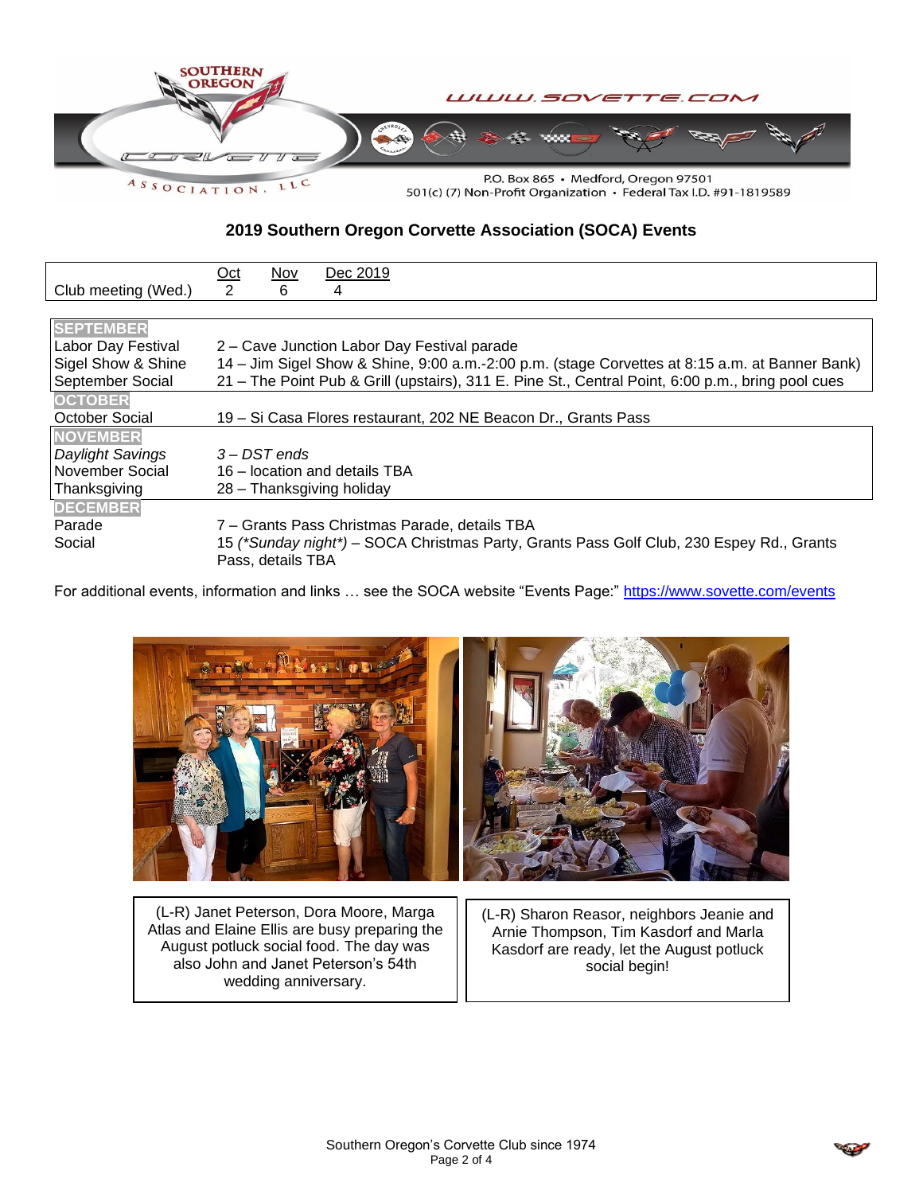www.sovette.com

P.O. Box 865 • Medford, Oregon 97501
501(c) (7) Non-Profit Organization • Federal Tax I.D. #91-1819589

## 2019 Southern Oregon Corvette Association (SOCA) Events

| | Oct | Nov | Dec 2019 |
|---|---|---|---|
| Club meeting (Wed.) | 2 | 6 | 4 |

| **SEPTEMBER** | |
|---|---|
| Labor Day Festival | 2 – Cave Junction Labor Day Festival parade |
| Sigel Show & Shine | 14 – Jim Sigel Show & Shine, 9:00 a.m.-2:00 p.m. (stage Corvettes at 8:15 a.m. at Banner Bank) |
| September Social | 21 – The Point Pub & Grill (upstairs), 311 E. Pine St., Central Point, 6:00 p.m., bring pool cues |
| **OCTOBER** | |
| October Social | 19 – Si Casa Flores restaurant, 202 NE Beacon Dr., Grants Pass |
| **NOVEMBER** | |
| *Daylight Savings* | *3 – DST ends* |
| November Social | 16 – location and details TBA |
| Thanksgiving | 28 – Thanksgiving holiday |
| **DECEMBER** | |
| Parade | 7 – Grants Pass Christmas Parade, details TBA |
| Social | 15 *(\*Sunday night\*)* – SOCA Christmas Party, Grants Pass Golf Club, 230 Espey Rd., Grants Pass, details TBA |

For additional events, information and links … see the SOCA website "Events Page:" https://www.sovette.com/events

(L-R) Janet Peterson, Dora Moore, Marga Atlas and Elaine Ellis are busy preparing the August potluck social food. The day was also John and Janet Peterson's 54th wedding anniversary.

(L-R) Sharon Reasor, neighbors Jeanie and Arnie Thompson, Tim Kasdorf and Marla Kasdorf are ready, let the August potluck social begin!

Southern Oregon's Corvette Club since 1974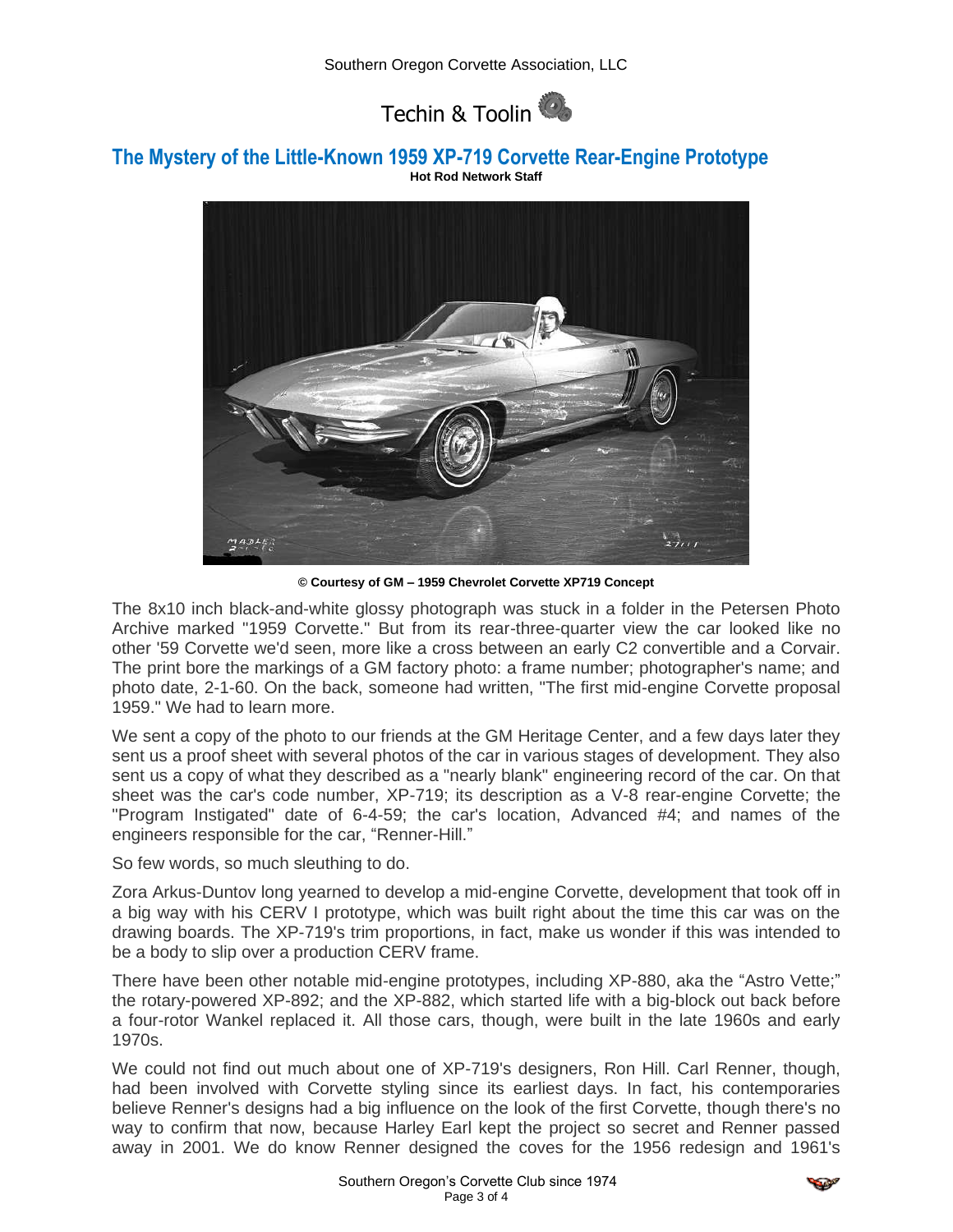# Techin & Toolin

## The Mystery of the Little-Known 1959 XP-719 Corvette Rear-Engine Prototype

**Hot Rod Network Staff**

**© Courtesy of GM – 1959 Chevrolet Corvette XP719 Concept**

The 8x10 inch black-and-white glossy photograph was stuck in a folder in the Petersen Photo Archive marked "1959 Corvette." But from its rear-three-quarter view the car looked like no other '59 Corvette we'd seen, more like a cross between an early C2 convertible and a Corvair. The print bore the markings of a GM factory photo: a frame number; photographer's name; and photo date, 2-1-60. On the back, someone had written, "The first mid-engine Corvette proposal 1959." We had to learn more.

We sent a copy of the photo to our friends at the GM Heritage Center, and a few days later they sent us a proof sheet with several photos of the car in various stages of development. They also sent us a copy of what they described as a "nearly blank" engineering record of the car. On that sheet was the car's code number, XP-719; its description as a V-8 rear-engine Corvette; the "Program Instigated" date of 6-4-59; the car's location, Advanced #4; and names of the engineers responsible for the car, "Renner-Hill."

So few words, so much sleuthing to do.

Zora Arkus-Duntov long yearned to develop a mid-engine Corvette, development that took off in a big way with his CERV I prototype, which was built right about the time this car was on the drawing boards. The XP-719's trim proportions, in fact, make us wonder if this was intended to be a body to slip over a production CERV frame.

There have been other notable mid-engine prototypes, including XP-880, aka the "Astro Vette;" the rotary-powered XP-892; and the XP-882, which started life with a big-block out back before a four-rotor Wankel replaced it. All those cars, though, were built in the late 1960s and early 1970s.

We could not find out much about one of XP-719's designers, Ron Hill. Carl Renner, though, had been involved with Corvette styling since its earliest days. In fact, his contemporaries believe Renner's designs had a big influence on the look of the first Corvette, though there's no way to confirm that now, because Harley Earl kept the project so secret and Renner passed away in 2001. We do know Renner designed the coves for the 1956 redesign and 1961's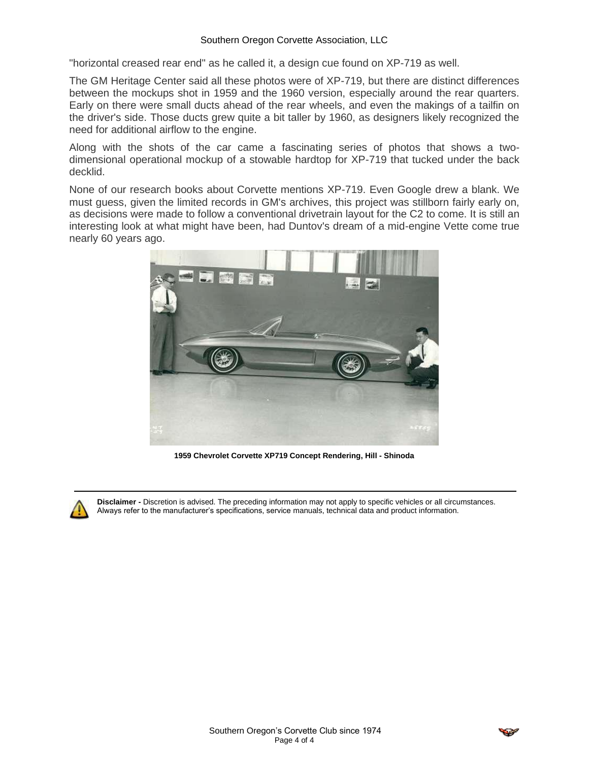"horizontal creased rear end" as he called it, a design cue found on XP-719 as well.

The GM Heritage Center said all these photos were of XP-719, but there are distinct differences between the mockups shot in 1959 and the 1960 version, especially around the rear quarters. Early on there were small ducts ahead of the rear wheels, and even the makings of a tailfin on the driver's side. Those ducts grew quite a bit taller by 1960, as designers likely recognized the need for additional airflow to the engine.

Along with the shots of the car came a fascinating series of photos that shows a two-dimensional operational mockup of a stowable hardtop for XP-719 that tucked under the back decklid.

None of our research books about Corvette mentions XP-719. Even Google drew a blank. We must guess, given the limited records in GM's archives, this project was stillborn fairly early on, as decisions were made to follow a conventional drivetrain layout for the C2 to come. It is still an interesting look at what might have been, had Duntov's dream of a mid-engine Vette come true nearly 60 years ago.

**1959 Chevrolet Corvette XP719 Concept Rendering, Hill - Shinoda**

---

**Disclaimer -** Discretion is advised. The preceding information may not apply to specific vehicles or all circumstances. Always refer to the manufacturer's specifications, service manuals, technical data and product information.